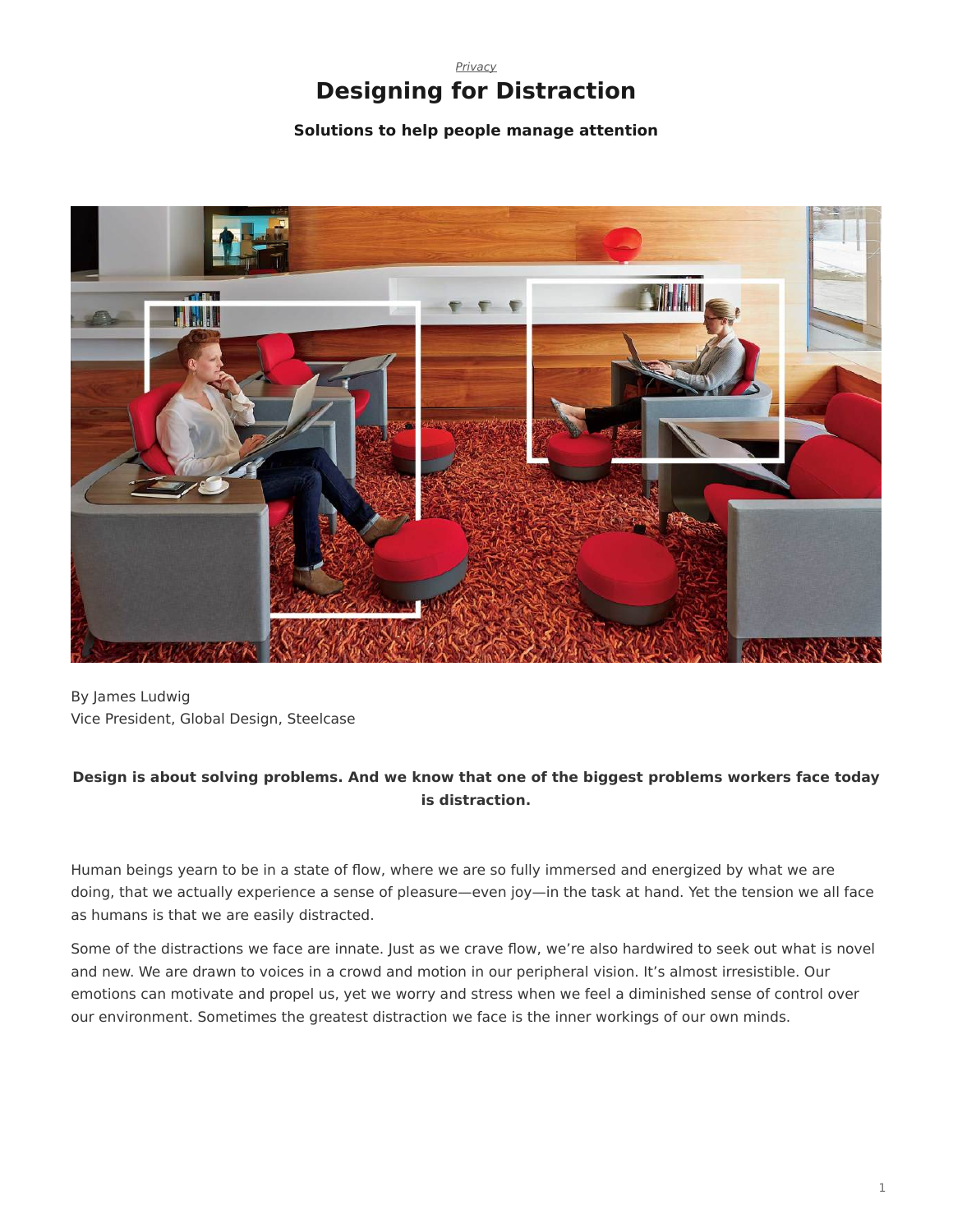*Privacy*

# Designing for Distraction

**Solutions to help people manage attention**

By James Ludwig
Vice President, Global Design, Steelcase

**Design is about solving problems. And we know that one of the biggest problems workers face today is distraction.**

Human beings yearn to be in a state of flow, where we are so fully immersed and energized by what we are doing, that we actually experience a sense of pleasure—even joy—in the task at hand. Yet the tension we all face as humans is that we are easily distracted.

Some of the distractions we face are innate. Just as we crave flow, we're also hardwired to seek out what is novel and new. We are drawn to voices in a crowd and motion in our peripheral vision. It's almost irresistible. Our emotions can motivate and propel us, yet we worry and stress when we feel a diminished sense of control over our environment. Sometimes the greatest distraction we face is the inner workings of our own minds.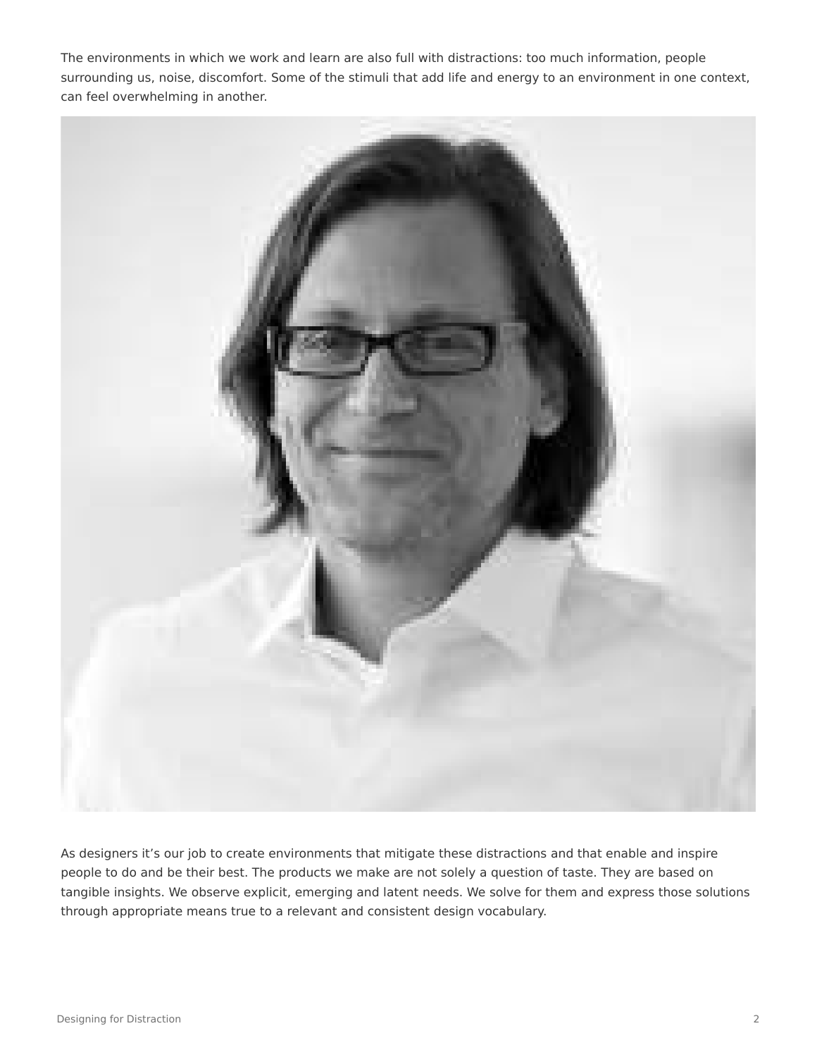The environments in which we work and learn are also full with distractions: too much information, people surrounding us, noise, discomfort. Some of the stimuli that add life and energy to an environment in one context, can feel overwhelming in another.

As designers it's our job to create environments that mitigate these distractions and that enable and inspire people to do and be their best. The products we make are not solely a question of taste. They are based on tangible insights. We observe explicit, emerging and latent needs. We solve for them and express those solutions through appropriate means true to a relevant and consistent design vocabulary.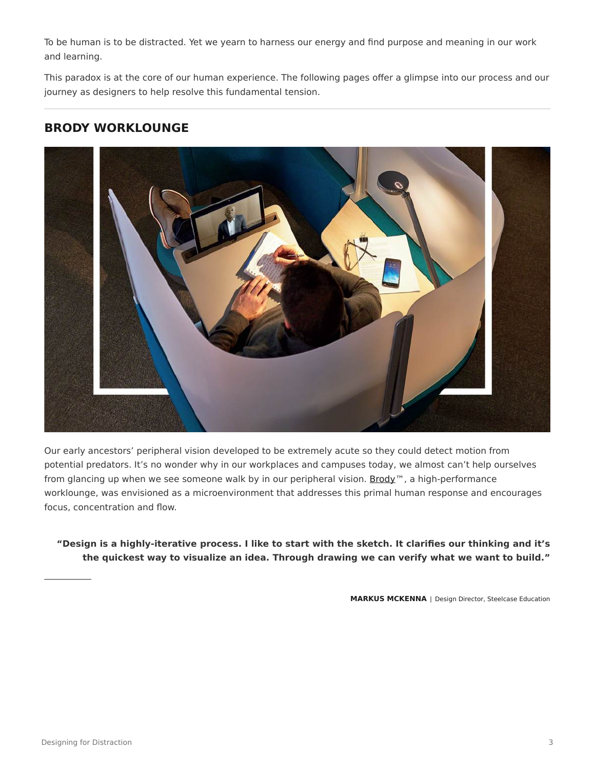To be human is to be distracted. Yet we yearn to harness our energy and find purpose and meaning in our work and learning.

This paradox is at the core of our human experience. The following pages offer a glimpse into our process and our journey as designers to help resolve this fundamental tension.

---

## BRODY WORKLOUNGE

Our early ancestors' peripheral vision developed to be extremely acute so they could detect motion from potential predators. It's no wonder why in our workplaces and campuses today, we almost can't help ourselves from glancing up when we see someone walk by in our peripheral vision. Brody™, a high-performance worklounge, was envisioned as a microenvironment that addresses this primal human response and encourages focus, concentration and flow.

> **"Design is a highly-iterative process. I like to start with the sketch. It clarifies our thinking and it's the quickest way to visualize an idea. Through drawing we can verify what we want to build."**

**MARKUS MCKENNA** | Design Director, Steelcase Education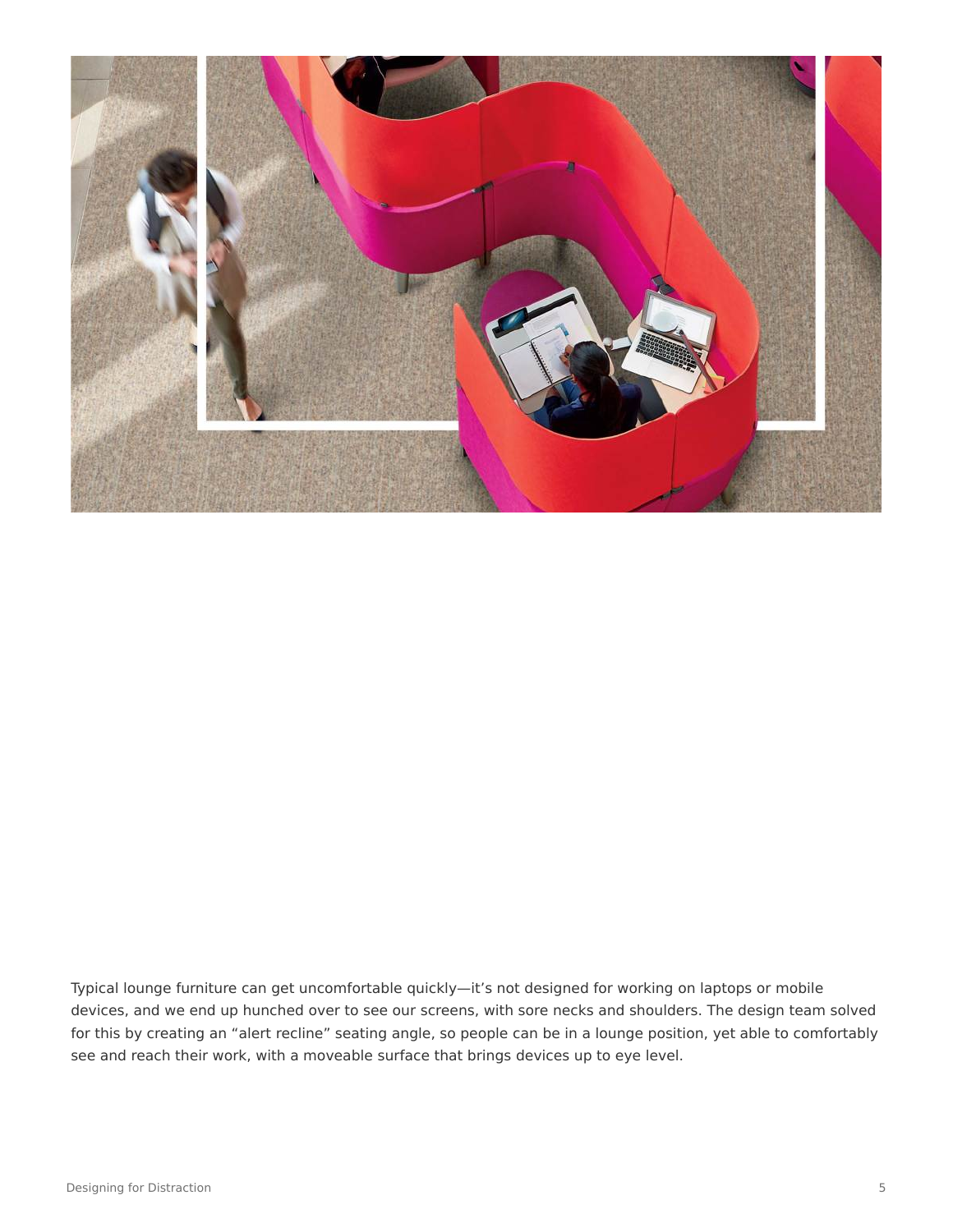Typical lounge furniture can get uncomfortable quickly—it's not designed for working on laptops or mobile devices, and we end up hunched over to see our screens, with sore necks and shoulders. The design team solved for this by creating an "alert recline" seating angle, so people can be in a lounge position, yet able to comfortably see and reach their work, with a moveable surface that brings devices up to eye level.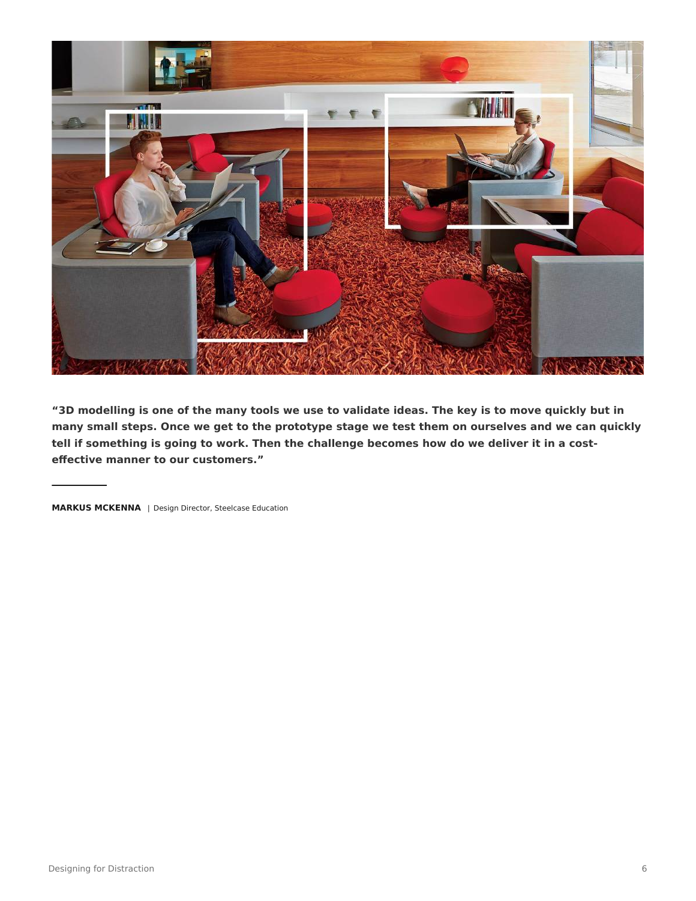**"3D modelling is one of the many tools we use to validate ideas. The key is to move quickly but in many small steps. Once we get to the prototype stage we test them on ourselves and we can quickly tell if something is going to work. Then the challenge becomes how do we deliver it in a cost-effective manner to our customers."**

**MARKUS MCKENNA** | Design Director, Steelcase Education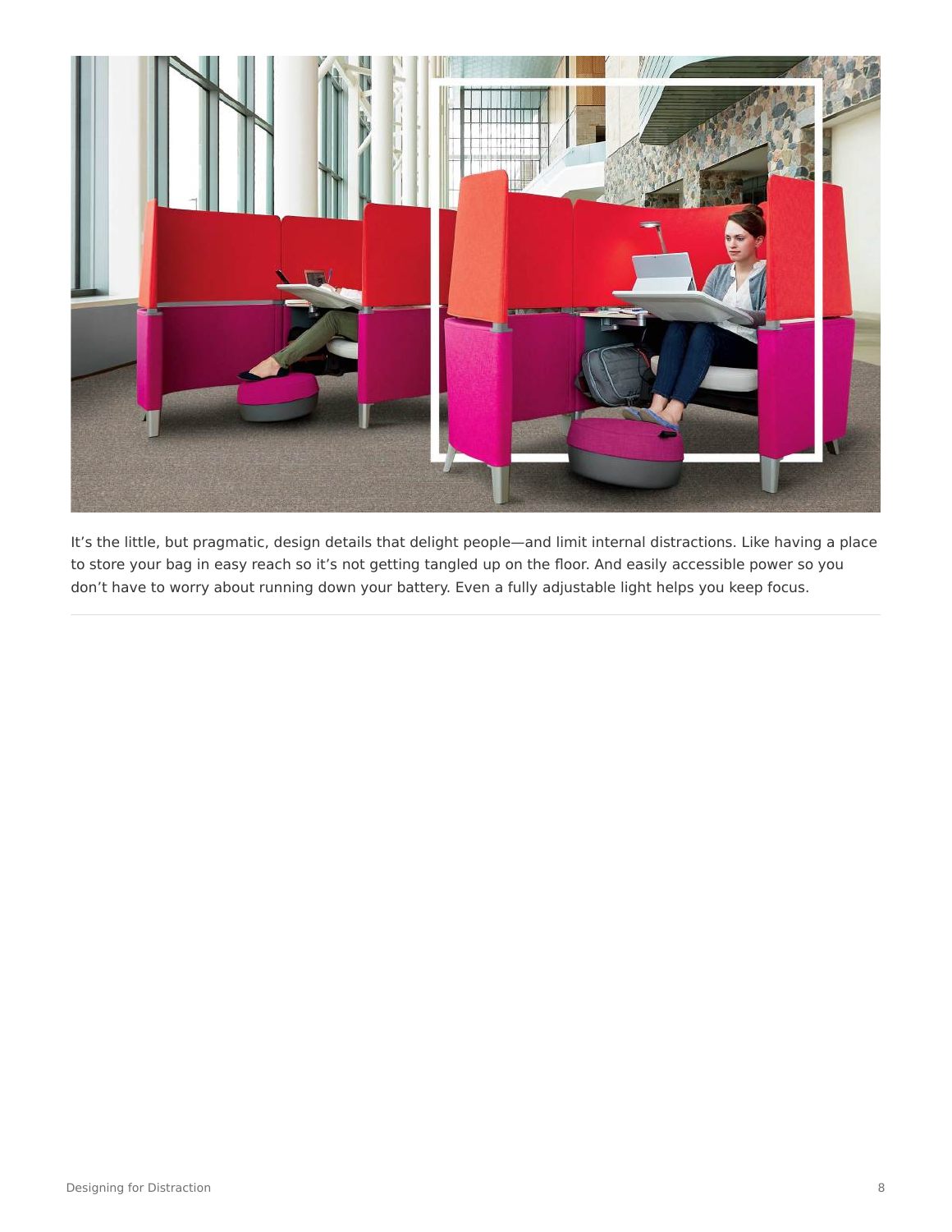It’s the little, but pragmatic, design details that delight people—and limit internal distractions. Like having a place to store your bag in easy reach so it’s not getting tangled up on the floor. And easily accessible power so you don’t have to worry about running down your battery. Even a fully adjustable light helps you keep focus.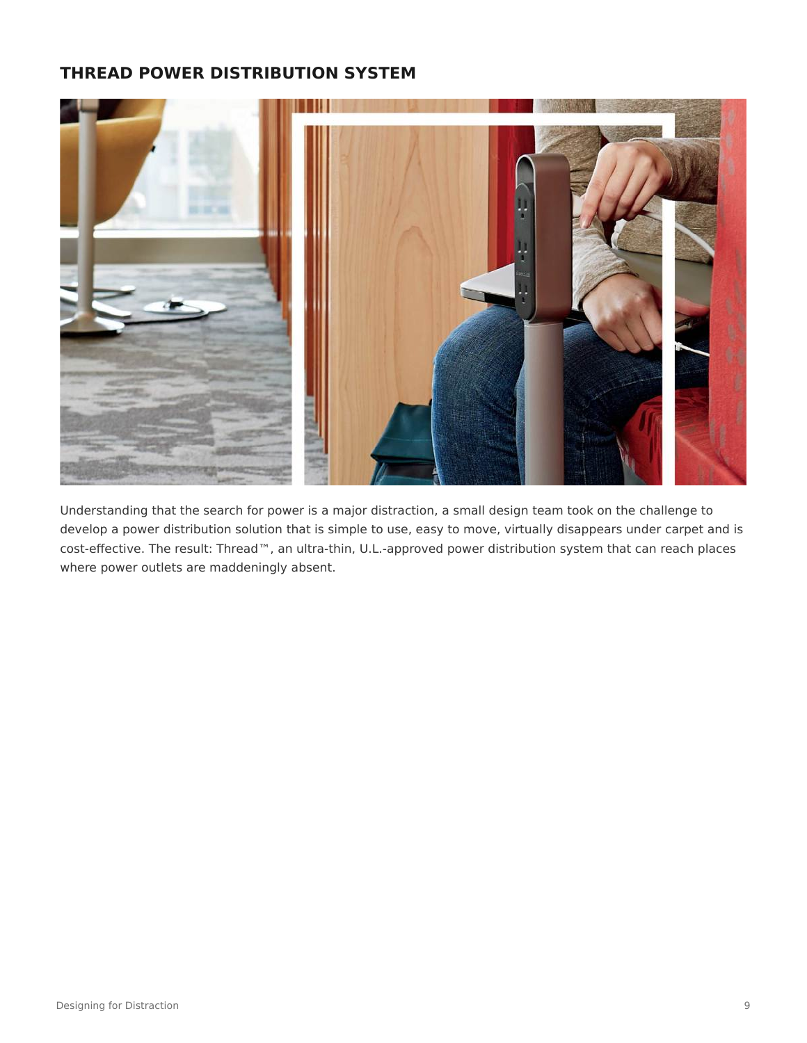## THREAD POWER DISTRIBUTION SYSTEM

Understanding that the search for power is a major distraction, a small design team took on the challenge to develop a power distribution solution that is simple to use, easy to move, virtually disappears under carpet and is cost-effective. The result: Thread™, an ultra-thin, U.L.-approved power distribution system that can reach places where power outlets are maddeningly absent.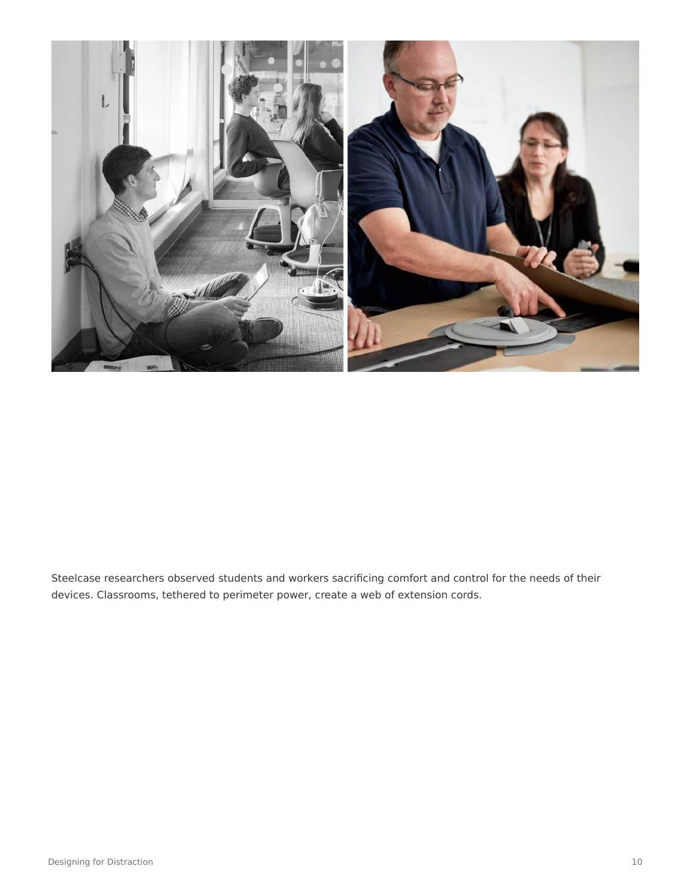Steelcase researchers observed students and workers sacrificing comfort and control for the needs of their devices. Classrooms, tethered to perimeter power, create a web of extension cords.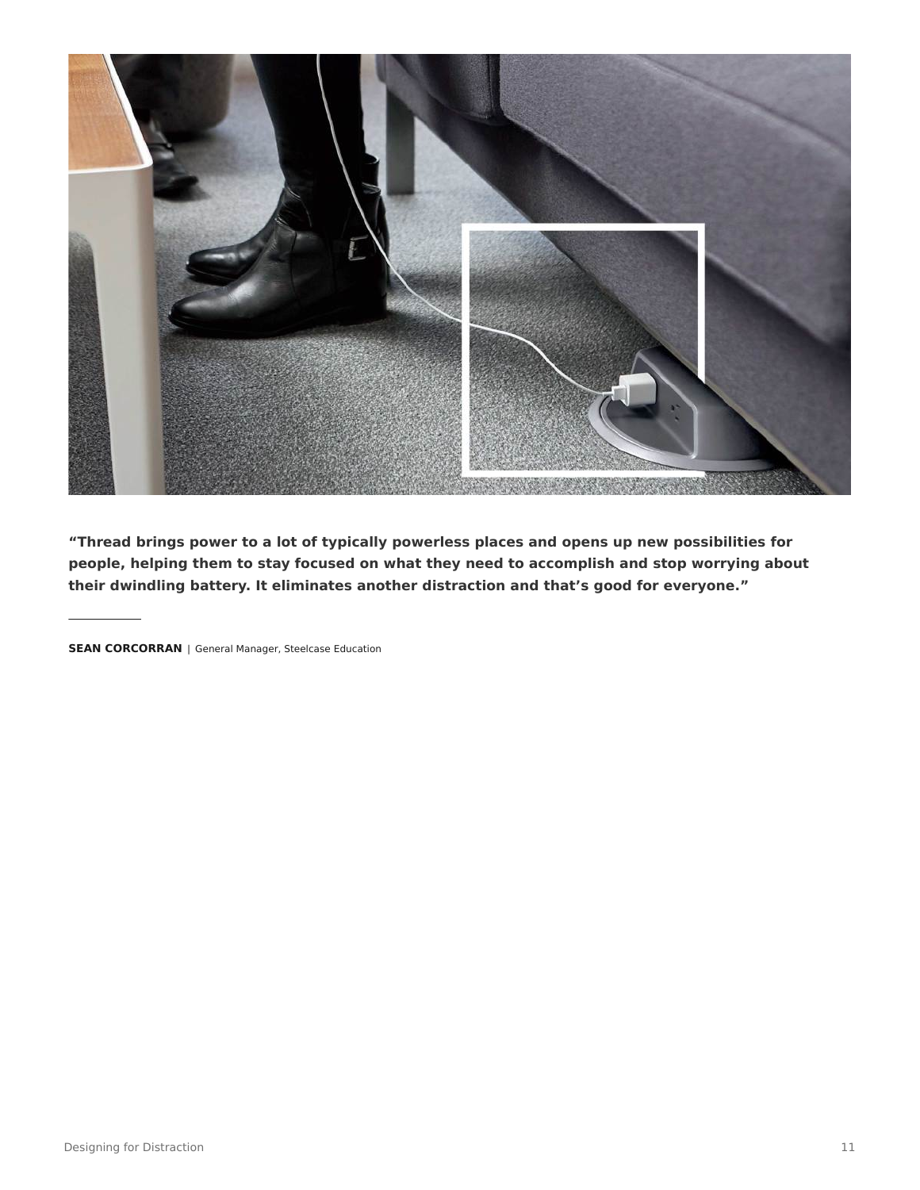**“Thread brings power to a lot of typically powerless places and opens up new possibilities for people, helping them to stay focused on what they need to accomplish and stop worrying about their dwindling battery. It eliminates another distraction and that’s good for everyone.”**

---

**SEAN CORCORRAN** | General Manager, Steelcase Education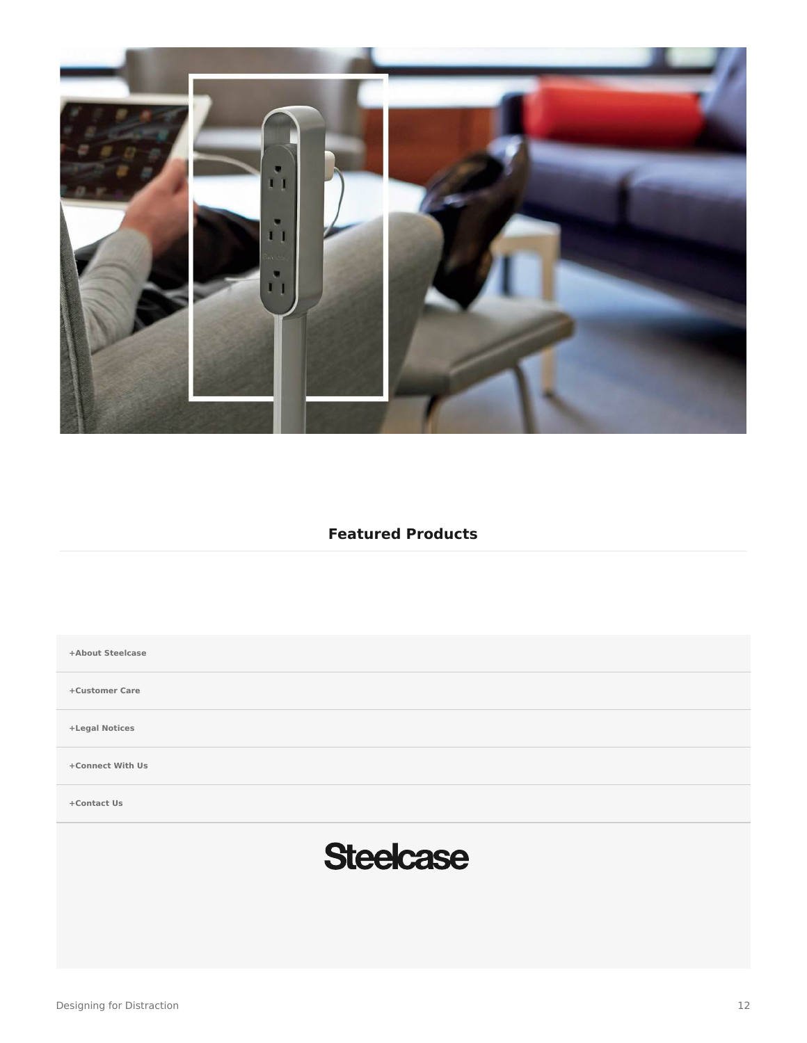## Featured Products

+About Steelcase

+Customer Care

+Legal Notices

+Connect With Us

+Contact Us

Steelcase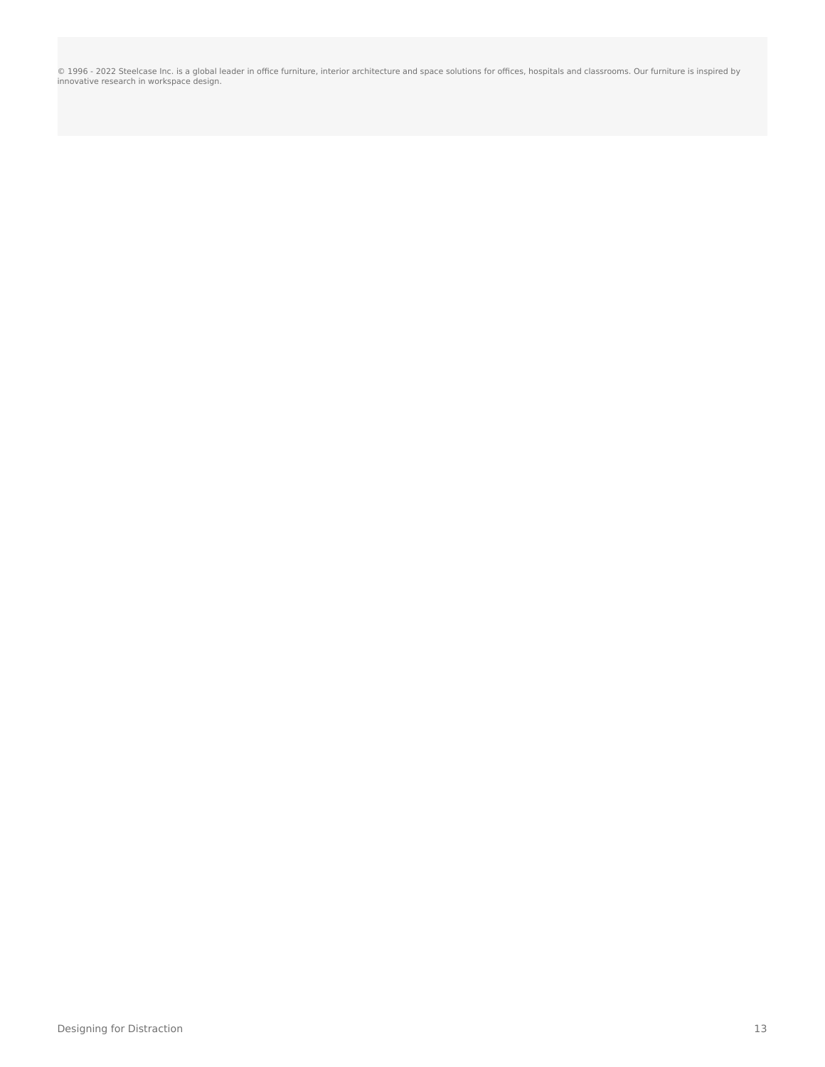© 1996 - 2022 Steelcase Inc. is a global leader in office furniture, interior architecture and space solutions for offices, hospitals and classrooms. Our furniture is inspired by innovative research in workspace design.